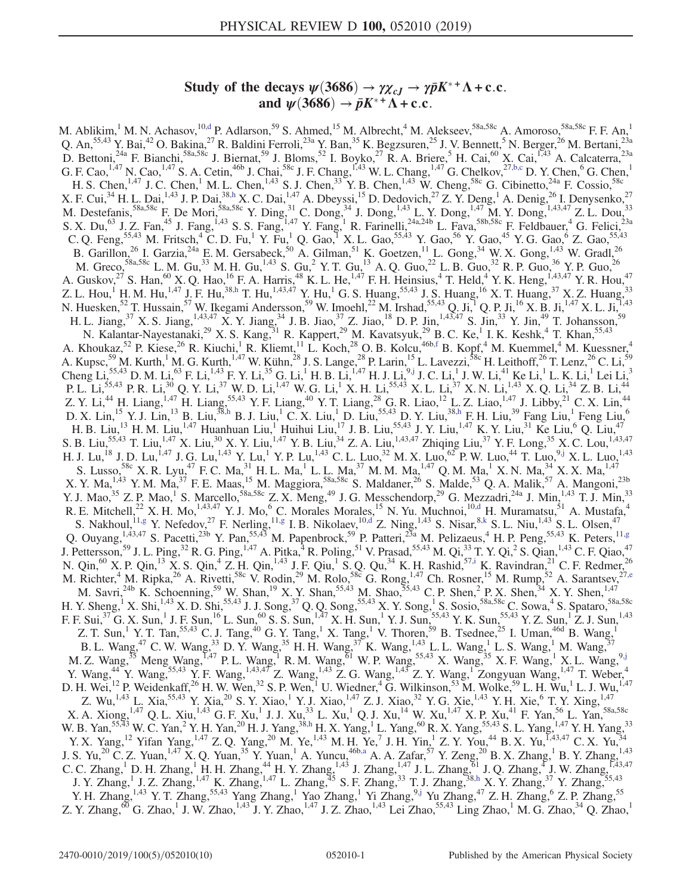# Study of the decays $\psi(3686) \to \gamma\chi_{cJ} \to \gamma\bar{p}K^{*+}\Lambda + \text{c.c.}$ and $\psi(3686) \to \bar{p}K^{*+}\Lambda + \text{c.c.}$

M. Ablikim,[1] M. N. Achasov,[10,d] P. Adlarson,[59] S. Ahmed,[15] M. Albrecht,[4] M. Alekseev,[58a,58c] A. Amoroso,[58a,58c] F. F. An,[1] Q. An,[55,43] Y. Bai,[42] O. Bakina,[27] R. Baldini Ferroli,[23a] Y. Ban,[35] K. Begzsuren,[25] J. V. Bennett,[5] N. Berger,[26] M. Bertani,[23a] D. Bettoni,[24a] F. Bianchi,[58a,58c] J. Biernat,[59] J. Bloms,[52] I. Boyko,[27] R. A. Briere,[5] H. Cai,[60] X. Cai,[1,43] A. Calcaterra,[23a] G. F. Cao,[1,47] N. Cao,[1,47] S. A. Cetin,[46b] J. Chai,[58c] J. F. Chang,[1,43] W. L. Chang,[1,47] G. Chelkov,[27,b,c] D. Y. Chen,[6] G. Chen,[1] H. S. Chen,[1,47] J. C. Chen,[1] M. L. Chen,[1,43] S. J. Chen,[33] Y. B. Chen,[1,43] W. Cheng,[58c] G. Cibinetto,[24a] F. Cossio,[58c] X. F. Cui,[34] H. L. Dai,[1,43] J. P. Dai,[38,h] X. C. Dai,[1,47] A. Dbeyssi,[15] D. Dedovich,[27] Z. Y. Deng,[1] A. Denig,[26] I. Denysenko,[27] M. Destefanis,[58a,58c] F. De Mori,[58a,58c] Y. Ding,[31] C. Dong,[34] J. Dong,[1,43] L. Y. Dong,[1,47] M. Y. Dong,[1,43,47] Z. L. Dou,[33] S. X. Du,[63] J. Z. Fan,[45] J. Fang,[1,43] S. S. Fang,[1,47] Y. Fang,[1] R. Farinelli,[24a,24b] L. Fava,[58b,58c] F. Feldbauer,[4] G. Felici,[23a] C. Q. Feng,[55,43] M. Fritsch,[4] C. D. Fu,[1] Y. Fu,[1] Q. Gao,[1] X. L. Gao,[55,43] Y. Gao,[56] Y. Gao,[45] Y. G. Gao,[6] Z. Gao,[55,43] B. Garillon,[26] I. Garzia,[24a] E. M. Gersabeck,[50] A. Gilman,[51] K. Goetzen,[11] L. Gong,[34] W. X. Gong,[1,43] W. Gradl,[26] M. Greco,[58a,58c] L. M. Gu,[33] M. H. Gu,[1,43] S. Gu,[2] Y. T. Gu,[13] A. Q. Guo,[22] L. B. Guo,[32] R. P. Guo,[36] Y. P. Guo,[26] A. Guskov,[27] S. Han,[60] X. Q. Hao,[16] F. A. Harris,[48] K. L. He,[1,47] F. H. Heinsius,[4] T. Held,[4] Y. K. Heng,[1,43,47] Y. R. Hou,[47] Z. L. Hou,[1] H. M. Hu,[1,47] J. F. Hu,[38,h] T. Hu,[1,43,47] Y. Hu,[1] G. S. Huang,[55,43] J. S. Huang,[16] X. T. Huang,[37] X. Z. Huang,[33] N. Huesken,[52] T. Hussain,[57] W. Ikegami Andersson,[59] W. Imoehl,[22] M. Irshad,[55,43] Q. Ji,[1] Q. P. Ji,[16] X. B. Ji,[1,47] X. L. Ji,[1,43] H. L. Jiang,[37] X. S. Jiang,[1,43,47] X. Y. Jiang,[34] J. B. Jiao,[37] Z. Jiao,[18] D. P. Jin,[1,43,47] S. Jin,[33] Y. Jin,[49] T. Johansson,[59] N. Kalantar-Nayestanaki,[29] X. S. Kang,[31] R. Kappert,[29] M. Kavatsyuk,[29] B. C. Ke,[1] I. K. Keshk,[4] T. Khan,[55,43] A. Khoukaz,[52] P. Kiese,[26] R. Kiuchi,[1] R. Kliemt,[11] L. Koch,[28] O. B. Kolcu,[46b,f] B. Kopf,[4] M. Kuemmel,[4] M. Kuessner,[4] A. Kupsc,[59] M. Kurth,[1] M. G. Kurth,[1,47] W. Kühn,[28] J. S. Lange,[28] P. Larin,[15] L. Lavezzi,[58c] H. Leithoff,[26] T. Lenz,[26] C. Li,[59] Cheng Li,[55,43] D. M. Li,[63] F. Li,[1,43] F. Y. Li,[35] G. Li,[1] H. B. Li,[1,47] H. J. Li,[9,j] J. C. Li,[1] J. W. Li,[41] Ke Li,[1] L. K. Li,[1] Lei Li,[3] P. L. Li,[55,43] P. R. Li,[30] Q. Y. Li,[37] W. D. Li,[1,47] W. G. Li,[1] X. H. Li,[55,43] X. L. Li,[37] X. N. Li,[1,43] X. Q. Li,[34] Z. B. Li,[44] Z. Y. Li,[44] H. Liang,[1,47] H. Liang,[55,43] Y. F. Liang,[40] Y. T. Liang,[28] G. R. Liao,[12] L. Z. Liao,[1,47] J. Libby,[21] C. X. Lin,[44] D. X. Lin,[15] Y. J. Lin,[13] B. Liu,[38,h] B. J. Liu,[1] C. X. Liu,[1] D. Liu,[55,43] D. Y. Liu,[38,h] F. H. Liu,[39] Fang Liu,[1] Feng Liu,[6] H. B. Liu,[13] H. M. Liu,[1,47] Huanhuan Liu,[1] Huihui Liu,[17] J. B. Liu,[55,43] J. Y. Liu,[1,47] K. Y. Liu,[31] Ke Liu,[6] Q. Liu,[47] S. B. Liu,[55,43] T. Liu,[1,47] X. Liu,[30] X. Y. Liu,[1,47] Y. B. Liu,[34] Z. A. Liu,[1,43,47] Zhiqing Liu,[37] Y. F. Long,[35] X. C. Lou,[1,43,47] H. J. Lu,[18] J. D. Lu,[1,47] J. G. Lu,[1,43] Y. Lu,[1] Y. P. Lu,[1,43] C. L. Luo,[32] M. X. Luo,[62] P. W. Luo,[44] T. Luo,[9,j] X. L. Luo,[1,43] S. Lusso,[58c] X. R. Lyu,[47] F. C. Ma,[31] H. L. Ma,[1] L. L. Ma,[37] M. M. Ma,[1,47] Q. M. Ma,[1] X. N. Ma,[34] X. X. Ma,[1,47] X. Y. Ma,[1,43] Y. M. Ma,[37] F. E. Maas,[15] M. Maggiora,[58a,58c] S. Maldaner,[26] S. Malde,[53] Q. A. Malik,[57] A. Mangoni,[23b] Y. J. Mao,[35] Z. P. Mao,[1] S. Marcello,[58a,58c] Z. X. Meng,[49] J. G. Messchendorp,[29] G. Mezzadri,[24a] J. Min,[1,43] T. J. Min,[33] R. E. Mitchell,[22] X. H. Mo,[1,43,47] Y. J. Mo,[6] C. Morales Morales,[15] N. Yu. Muchnoi,[10,d] H. Muramatsu,[51] A. Mustafa,[4] S. Nakhoul,[11,g] Y. Nefedov,[27] F. Nerling,[11,g] I. B. Nikolaev,[10,d] Z. Ning,[1,43] S. Nisar,[8,k] S. L. Niu,[1,43] S. L. Olsen,[47] Q. Ouyang,[1,43,47] S. Pacetti,[23b] Y. Pan,[55,43] M. Papenbrock,[59] P. Patteri,[23a] M. Pelizaeus,[4] H. P. Peng,[55,43] K. Peters,[11,g] J. Pettersson,[59] J. L. Ping,[32] R. G. Ping,[1,47] A. Pitka,[4] R. Poling,[51] V. Prasad,[55,43] M. Qi,[33] T. Y. Qi,[2] S. Qian,[1,43] C. F. Qiao,[47] N. Qin,[60] X. P. Qin,[13] X. S. Qin,[4] Z. H. Qin,[1,43] J. F. Qiu,[1] S. Q. Qu,[34] K. H. Rashid,[57,i] K. Ravindran,[21] C. F. Redmer,[26] M. Richter,[4] M. Ripka,[26] A. Rivetti,[58c] V. Rodin,[29] M. Rolo,[58c] G. Rong,[1,47] Ch. Rosner,[15] M. Rump,[52] A. Sarantsev,[27,e] M. Savri,[24b] K. Schoenning,[59] W. Shan,[19] X. Y. Shan,[55,43] M. Shao,[55,43] C. P. Shen,[2] P. X. Shen,[34] X. Y. Shen,[1,47] H. Y. Sheng,[1] X. Shi,[1,43] X. D. Shi,[55,43] J. J. Song,[37] Q. Q. Song,[55,43] X. Y. Song,[1] S. Sosio,[58a,58c] C. Sowa,[4] S. Spataro,[58a,58c] F. F. Sui,[37] G. X. Sun,[1] J. F. Sun,[16] L. Sun,[60] S. S. Sun,[1,47] X. H. Sun,[1] Y. J. Sun,[55,43] Y. K. Sun,[55,43] Y. Z. Sun,[1] Z. J. Sun,[1,43] Z. T. Sun,[1] Y. T. Tan,[55,43] C. J. Tang,[40] G. Y. Tang,[1] X. Tang,[1] V. Thoren,[59] B. Tsednee,[25] I. Uman,[46d] B. Wang,[1] B. L. Wang,[47] C. W. Wang,[33] D. Y. Wang,[35] H. H. Wang,[37] K. Wang,[1,43] L. L. Wang,[1] L. S. Wang,[1] M. Wang,[37] M. Z. Wang,[35] Meng Wang,[1,47] P. L. Wang,[1] R. M. Wang,[61] W. P. Wang,[55,43] X. Wang,[35] X. F. Wang,[1] X. L. Wang,[9,j] Y. Wang,[44] Y. Wang,[55,43] Y. F. Wang,[1,43,47] Z. Wang,[1,43] Z. G. Wang,[1,43] Z. Y. Wang,[1] Zongyuan Wang,[1,47] T. Weber,[4] D. H. Wei,[12] P. Weidenkaff,[26] H. W. Wen,[32] S. P. Wen,[1] U. Wiedner,[4] G. Wilkinson,[53] M. Wolke,[59] L. H. Wu,[1] L. J. Wu,[1,47] Z. Wu,[1,43] L. Xia,[55,43] Y. Xia,[20] S. Y. Xiao,[1] Y. J. Xiao,[1,47] Z. J. Xiao,[32] Y. G. Xie,[1,43] Y. H. Xie,[6] T. Y. Xing,[1,47] X. A. Xiong,[1,47] Q. L. Xiu,[1,43] G. F. Xu,[1] J. J. Xu,[33] L. Xu,[1] Q. J. Xu,[14] W. Xu,[1,47] X. P. Xu,[41] F. Yan,[56] L. Yan,[58a,58c] W. B. Yan,[55,43] W. C. Yan,[2] Y. H. Yan,[20] H. J. Yang,[38,h] H. X. Yang,[1] L. Yang,[60] R. X. Yang,[55,43] S. L. Yang,[1,47] Y. H. Yang,[33] Y. X. Yang,[12] Yifan Yang,[1,47] Z. Q. Yang,[20] M. Ye,[1,43] M. H. Ye,[7] J. H. Yin,[1] Z. Y. You,[44] B. X. Yu,[1,43,47] C. X. Yu,[34] J. S. Yu,[20] C. Z. Yuan,[1,47] X. Q. Yuan,[35] Y. Yuan,[1] A. Yuncu,[46b,a] A. A. Zafar,[57] Y. Zeng,[20] B. X. Zhang,[1] B. Y. Zhang,[1,43] C. C. Zhang,[1] D. H. Zhang,[1] H. H. Zhang,[44] H. Y. Zhang,[1,43] J. Zhang,[1,47] J. L. Zhang,[61] J. Q. Zhang,[4] J. W. Zhang,[1,43,47] J. Y. Zhang,[1] J. Z. Zhang,[1,47] K. Zhang,[1,47] L. Zhang,[45] S. F. Zhang,[33] T. J. Zhang,[38,h] X. Y. Zhang,[37] Y. Zhang,[55,43] Y. H. Zhang,[1,43] Y. T. Zhang,[55,43] Yang Zhang,[1] Yao Zhang,[1] Yi Zhang,[9,j] Yu Zhang,[47] Z. H. Zhang,[6] Z. P. Zhang,[55] Z. Y. Zhang,[60] G. Zhao,[1] J. W. Zhao,[1,43] J. Y. Zhao,[1,47] J. Z. Zhao,[1,43] Lei Zhao,[55,43] Ling Zhao,[1] M. G. Zhao,[34] Q. Zhao,[1]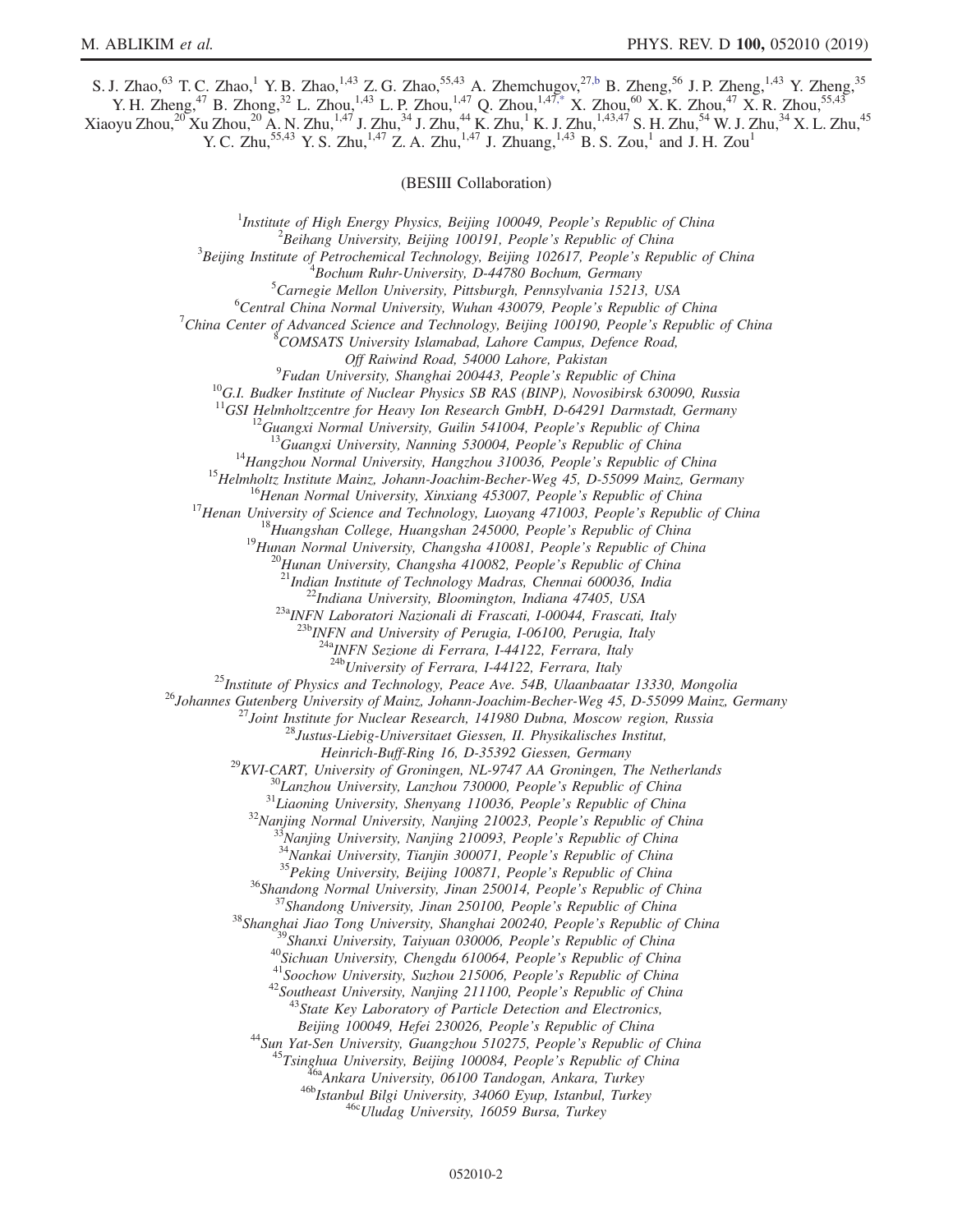S. J. Zhao,[63] T. C. Zhao,[1] Y. B. Zhao,[1,43] Z. G. Zhao,[55,43] A. Zhemchugov,[27,b] B. Zheng,[56] J. P. Zheng,[1,43] Y. Zheng,[35] Y. H. Zheng,[47] B. Zhong,[32] L. Zhou,[1,43] L. P. Zhou,[1,47] Q. Zhou,[1,47,*] X. Zhou,[60] X. K. Zhou,[47] X. R. Zhou,[55,43] Xiaoyu Zhou,[20] Xu Zhou,[20] A. N. Zhu,[1,47] J. Zhu,[34] J. Zhu,[44] K. Zhu,[1] K. J. Zhu,[1,43,47] S. H. Zhu,[54] W. J. Zhu,[34] X. L. Zhu,[45] Y. C. Zhu,[55,43] Y. S. Zhu,[1,47] Z. A. Zhu,[1,47] J. Zhuang,[1,43] B. S. Zou,[1] and J. H. Zou[1]

(BESIII Collaboration)

[1]*Institute of High Energy Physics, Beijing 100049, People's Republic of China*
[2]*Beihang University, Beijing 100191, People's Republic of China*
[3]*Beijing Institute of Petrochemical Technology, Beijing 102617, People's Republic of China*
[4]*Bochum Ruhr-University, D-44780 Bochum, Germany*
[5]*Carnegie Mellon University, Pittsburgh, Pennsylvania 15213, USA*
[6]*Central China Normal University, Wuhan 430079, People's Republic of China*
[7]*China Center of Advanced Science and Technology, Beijing 100190, People's Republic of China*
[8]*COMSATS University Islamabad, Lahore Campus, Defence Road, Off Raiwind Road, 54000 Lahore, Pakistan*
[9]*Fudan University, Shanghai 200443, People's Republic of China*
[10]*G.I. Budker Institute of Nuclear Physics SB RAS (BINP), Novosibirsk 630090, Russia*
[11]*GSI Helmholtzcentre for Heavy Ion Research GmbH, D-64291 Darmstadt, Germany*
[12]*Guangxi Normal University, Guilin 541004, People's Republic of China*
[13]*Guangxi University, Nanning 530004, People's Republic of China*
[14]*Hangzhou Normal University, Hangzhou 310036, People's Republic of China*
[15]*Helmholtz Institute Mainz, Johann-Joachim-Becher-Weg 45, D-55099 Mainz, Germany*
[16]*Henan Normal University, Xinxiang 453007, People's Republic of China*
[17]*Henan University of Science and Technology, Luoyang 471003, People's Republic of China*
[18]*Huangshan College, Huangshan 245000, People's Republic of China*
[19]*Hunan Normal University, Changsha 410081, People's Republic of China*
[20]*Hunan University, Changsha 410082, People's Republic of China*
[21]*Indian Institute of Technology Madras, Chennai 600036, India*
[22]*Indiana University, Bloomington, Indiana 47405, USA*
[23a]*INFN Laboratori Nazionali di Frascati, I-00044, Frascati, Italy*
[23b]*INFN and University of Perugia, I-06100, Perugia, Italy*
[24a]*INFN Sezione di Ferrara, I-44122, Ferrara, Italy*
[24b]*University of Ferrara, I-44122, Ferrara, Italy*
[25]*Institute of Physics and Technology, Peace Ave. 54B, Ulaanbaatar 13330, Mongolia*
[26]*Johannes Gutenberg University of Mainz, Johann-Joachim-Becher-Weg 45, D-55099 Mainz, Germany*
[27]*Joint Institute for Nuclear Research, 141980 Dubna, Moscow region, Russia*
[28]*Justus-Liebig-Universitaet Giessen, II. Physikalisches Institut, Heinrich-Buff-Ring 16, D-35392 Giessen, Germany*
[29]*KVI-CART, University of Groningen, NL-9747 AA Groningen, The Netherlands*
[30]*Lanzhou University, Lanzhou 730000, People's Republic of China*
[31]*Liaoning University, Shenyang 110036, People's Republic of China*
[32]*Nanjing Normal University, Nanjing 210023, People's Republic of China*
[33]*Nanjing University, Nanjing 210093, People's Republic of China*
[34]*Nankai University, Tianjin 300071, People's Republic of China*
[35]*Peking University, Beijing 100871, People's Republic of China*
[36]*Shandong Normal University, Jinan 250014, People's Republic of China*
[37]*Shandong University, Jinan 250100, People's Republic of China*
[38]*Shanghai Jiao Tong University, Shanghai 200240, People's Republic of China*
[39]*Shanxi University, Taiyuan 030006, People's Republic of China*
[40]*Sichuan University, Chengdu 610064, People's Republic of China*
[41]*Soochow University, Suzhou 215006, People's Republic of China*
[42]*Southeast University, Nanjing 211100, People's Republic of China*
[43]*State Key Laboratory of Particle Detection and Electronics, Beijing 100049, Hefei 230026, People's Republic of China*
[44]*Sun Yat-Sen University, Guangzhou 510275, People's Republic of China*
[45]*Tsinghua University, Beijing 100084, People's Republic of China*
[46a]*Ankara University, 06100 Tandogan, Ankara, Turkey*
[46b]*Istanbul Bilgi University, 34060 Eyup, Istanbul, Turkey*
[46c]*Uludag University, 16059 Bursa, Turkey*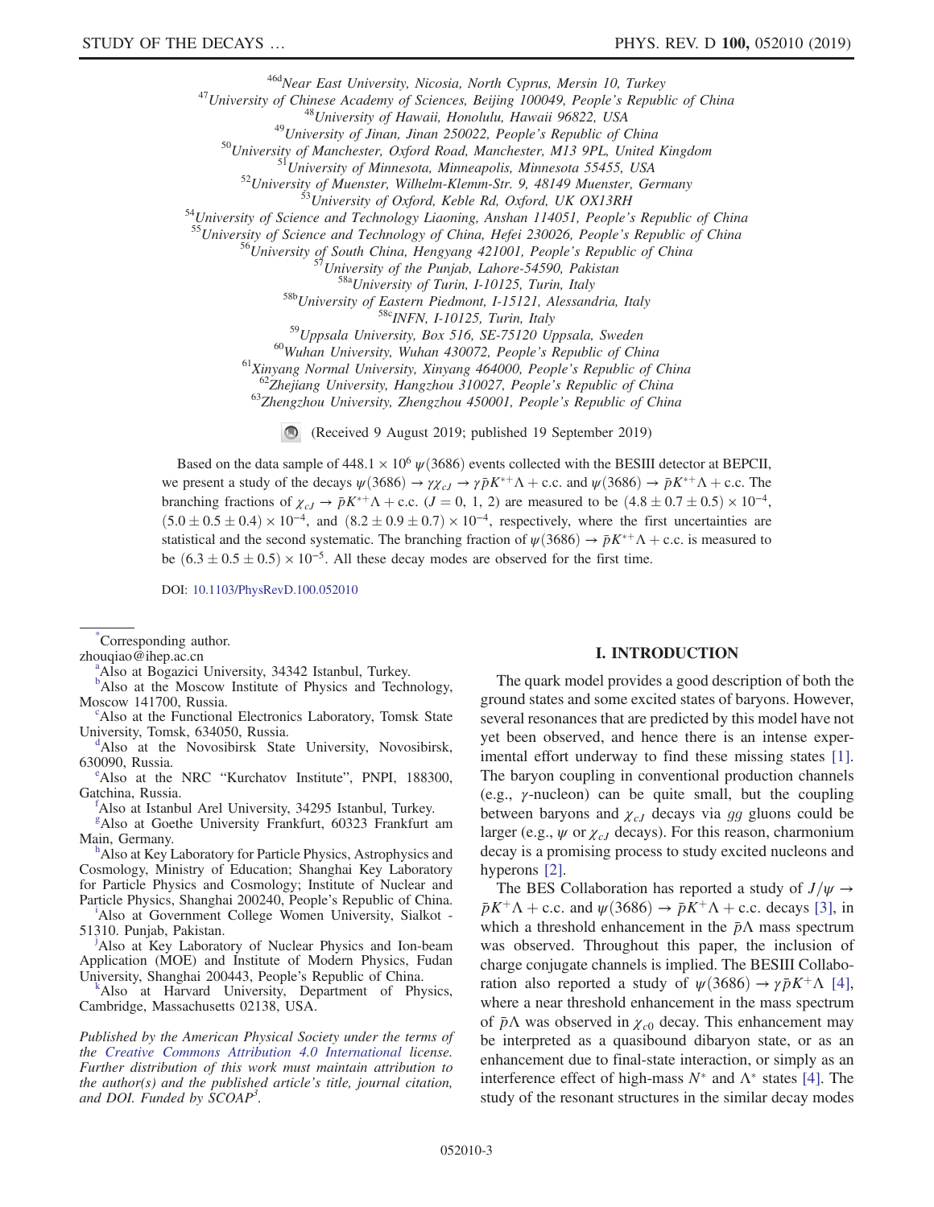[46d]Near East University, Nicosia, North Cyprus, Mersin 10, Turkey
[47]University of Chinese Academy of Sciences, Beijing 100049, People's Republic of China
[48]University of Hawaii, Honolulu, Hawaii 96822, USA
[49]University of Jinan, Jinan 250022, People's Republic of China
[50]University of Manchester, Oxford Road, Manchester, M13 9PL, United Kingdom
[51]University of Minnesota, Minneapolis, Minnesota 55455, USA
[52]University of Muenster, Wilhelm-Klemm-Str. 9, 48149 Muenster, Germany
[53]University of Oxford, Keble Rd, Oxford, UK OX13RH
[54]University of Science and Technology Liaoning, Anshan 114051, People's Republic of China
[55]University of Science and Technology of China, Hefei 230026, People's Republic of China
[56]University of South China, Hengyang 421001, People's Republic of China
[57]University of the Punjab, Lahore-54590, Pakistan
[58a]University of Turin, I-10125, Turin, Italy
[58b]University of Eastern Piedmont, I-15121, Alessandria, Italy
[58c]INFN, I-10125, Turin, Italy
[59]Uppsala University, Box 516, SE-75120 Uppsala, Sweden
[60]Wuhan University, Wuhan 430072, People's Republic of China
[61]Xinyang Normal University, Xinyang 464000, People's Republic of China
[62]Zhejiang University, Hangzhou 310027, People's Republic of China
[63]Zhengzhou University, Zhengzhou 450001, People's Republic of China

(Received 9 August 2019; published 19 September 2019)

Based on the data sample of $448.1 \times 10^6$ $\psi(3686)$ events collected with the BESIII detector at BEPCII, we present a study of the decays $\psi(3686) \to \gamma\chi_{cJ} \to \gamma\bar{p}K^{*+}\Lambda + \mathrm{c.c.}$ and $\psi(3686) \to \bar{p}K^{*+}\Lambda + \mathrm{c.c.}$ The branching fractions of $\chi_{cJ} \to \bar{p}K^{*+}\Lambda + \mathrm{c.c.}$ ($J = 0$, 1, 2) are measured to be $(4.8 \pm 0.7 \pm 0.5) \times 10^{-4}$, $(5.0 \pm 0.5 \pm 0.4) \times 10^{-4}$, and $(8.2 \pm 0.9 \pm 0.7) \times 10^{-4}$, respectively, where the first uncertainties are statistical and the second systematic. The branching fraction of $\psi(3686) \to \bar{p}K^{*+}\Lambda + \mathrm{c.c.}$ is measured to be $(6.3 \pm 0.5 \pm 0.5) \times 10^{-5}$. All these decay modes are observed for the first time.

DOI: 10.1103/PhysRevD.100.052010

[*]Corresponding author.
zhouqiao@ihep.ac.cn
[a]Also at Bogazici University, 34342 Istanbul, Turkey.
[b]Also at the Moscow Institute of Physics and Technology, Moscow 141700, Russia.
[c]Also at the Functional Electronics Laboratory, Tomsk State University, Tomsk, 634050, Russia.
[d]Also at the Novosibirsk State University, Novosibirsk, 630090, Russia.
[e]Also at the NRC "Kurchatov Institute", PNPI, 188300, Gatchina, Russia.
[f]Also at Istanbul Arel University, 34295 Istanbul, Turkey.
[g]Also at Goethe University Frankfurt, 60323 Frankfurt am Main, Germany.
[h]Also at Key Laboratory for Particle Physics, Astrophysics and Cosmology, Ministry of Education; Shanghai Key Laboratory for Particle Physics and Cosmology; Institute of Nuclear and Particle Physics, Shanghai 200240, People's Republic of China.
[i]Also at Government College Women University, Sialkot - 51310. Punjab, Pakistan.
[j]Also at Key Laboratory of Nuclear Physics and Ion-beam Application (MOE) and Institute of Modern Physics, Fudan University, Shanghai 200443, People's Republic of China.
[k]Also at Harvard University, Department of Physics, Cambridge, Massachusetts 02138, USA.

*Published by the American Physical Society under the terms of the Creative Commons Attribution 4.0 International license. Further distribution of this work must maintain attribution to the author(s) and the published article's title, journal citation, and DOI. Funded by SCOAP³.*

## I. INTRODUCTION

The quark model provides a good description of both the ground states and some excited states of baryons. However, several resonances that are predicted by this model have not yet been observed, and hence there is an intense experimental effort underway to find these missing states [1]. The baryon coupling in conventional production channels (e.g., $\gamma$-nucleon) can be quite small, but the coupling between baryons and $\chi_{cJ}$ decays via $gg$ gluons could be larger (e.g., $\psi$ or $\chi_{cJ}$ decays). For this reason, charmonium decay is a promising process to study excited nucleons and hyperons [2].

The BES Collaboration has reported a study of $J/\psi \to \bar{p}K^{+}\Lambda + \mathrm{c.c.}$ and $\psi(3686) \to \bar{p}K^{+}\Lambda + \mathrm{c.c.}$ decays [3], in which a threshold enhancement in the $\bar{p}\Lambda$ mass spectrum was observed. Throughout this paper, the inclusion of charge conjugate channels is implied. The BESIII Collaboration also reported a study of $\psi(3686) \to \gamma\bar{p}K^{+}\Lambda$ [4], where a near threshold enhancement in the mass spectrum of $\bar{p}\Lambda$ was observed in $\chi_{c0}$ decay. This enhancement may be interpreted as a quasibound dibaryon state, or as an enhancement due to final-state interaction, or simply as an interference effect of high-mass $N^{*}$ and $\Lambda^{*}$ states [4]. The study of the resonant structures in the similar decay modes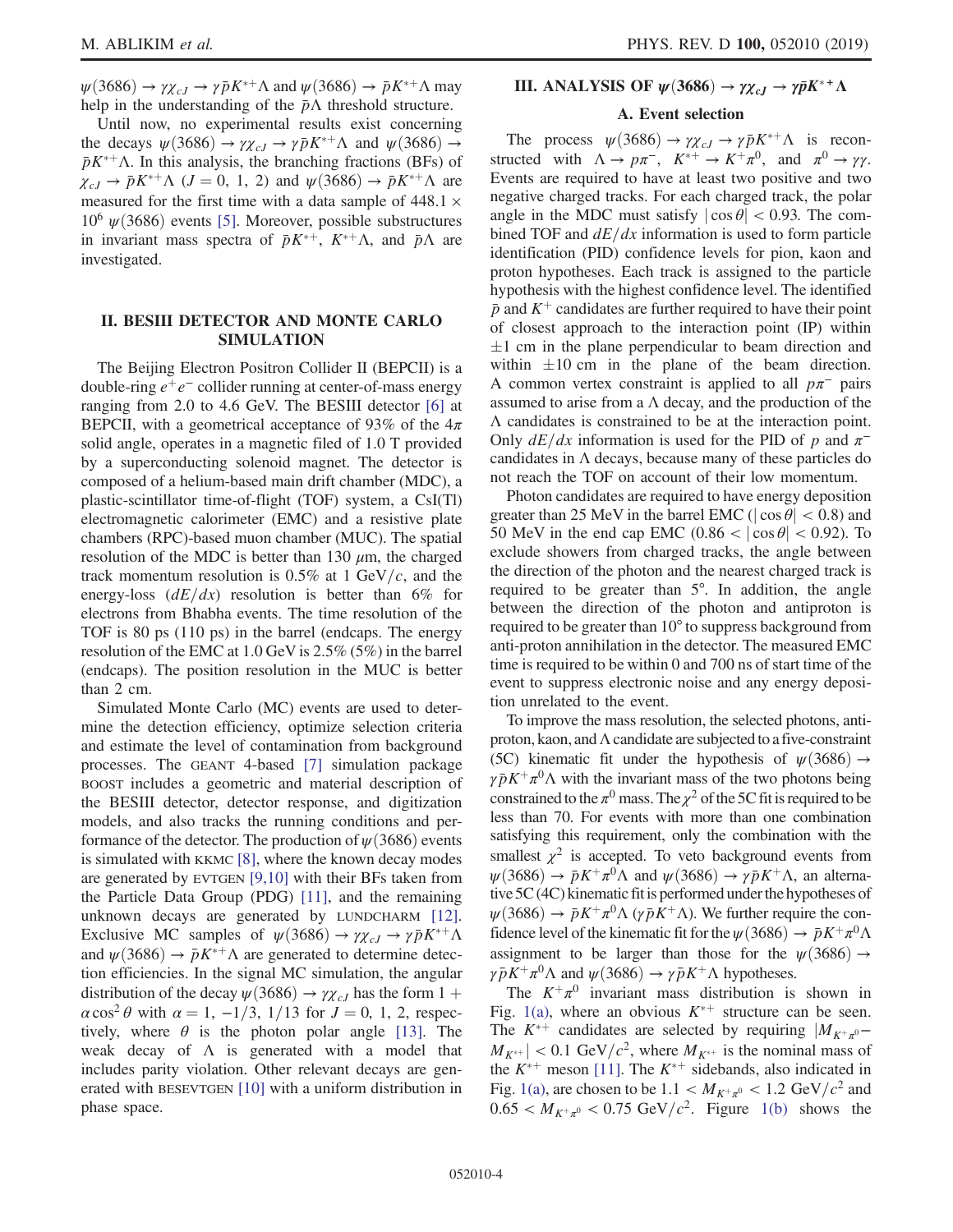$\psi(3686) \to \gamma\chi_{cJ} \to \gamma\bar{p}K^{*+}\Lambda$ and $\psi(3686) \to \bar{p}K^{*+}\Lambda$ may help in the understanding of the $\bar{p}\Lambda$ threshold structure.

Until now, no experimental results exist concerning the decays $\psi(3686) \to \gamma\chi_{cJ} \to \gamma\bar{p}K^{*+}\Lambda$ and $\psi(3686) \to \bar{p}K^{*+}\Lambda$. In this analysis, the branching fractions (BFs) of $\chi_{cJ} \to \bar{p}K^{*+}\Lambda$ ($J = 0, 1, 2$) and $\psi(3686) \to \bar{p}K^{*+}\Lambda$ are measured for the first time with a data sample of $448.1 \times 10^6$ $\psi(3686)$ events [5]. Moreover, possible substructures in invariant mass spectra of $\bar{p}K^{*+}$, $K^{*+}\Lambda$, and $\bar{p}\Lambda$ are investigated.

## II. BESIII DETECTOR AND MONTE CARLO SIMULATION

The Beijing Electron Positron Collider II (BEPCII) is a double-ring $e^+e^-$ collider running at center-of-mass energy ranging from 2.0 to 4.6 GeV. The BESIII detector [6] at BEPCII, with a geometrical acceptance of 93% of the $4\pi$ solid angle, operates in a magnetic filed of 1.0 T provided by a superconducting solenoid magnet. The detector is composed of a helium-based main drift chamber (MDC), a plastic-scintillator time-of-flight (TOF) system, a CsI(Tl) electromagnetic calorimeter (EMC) and a resistive plate chambers (RPC)-based muon chamber (MUC). The spatial resolution of the MDC is better than 130 $\mu$m, the charged track momentum resolution is 0.5% at 1 GeV/$c$, and the energy-loss ($dE/dx$) resolution is better than 6% for electrons from Bhabha events. The time resolution of the TOF is 80 ps (110 ps) in the barrel (endcaps). The energy resolution of the EMC at 1.0 GeV is 2.5% (5%) in the barrel (endcaps). The position resolution in the MUC is better than 2 cm.

Simulated Monte Carlo (MC) events are used to determine the detection efficiency, optimize selection criteria and estimate the level of contamination from background processes. The GEANT 4-based [7] simulation package BOOST includes a geometric and material description of the BESIII detector, detector response, and digitization models, and also tracks the running conditions and performance of the detector. The production of $\psi(3686)$ events is simulated with KKMC [8], where the known decay modes are generated by EVTGEN [9,10] with their BFs taken from the Particle Data Group (PDG) [11], and the remaining unknown decays are generated by LUNDCHARM [12]. Exclusive MC samples of $\psi(3686) \to \gamma\chi_{cJ} \to \gamma\bar{p}K^{*+}\Lambda$ and $\psi(3686) \to \bar{p}K^{*+}\Lambda$ are generated to determine detection efficiencies. In the signal MC simulation, the angular distribution of the decay $\psi(3686) \to \gamma\chi_{cJ}$ has the form $1 + \alpha\cos^2\theta$ with $\alpha = 1, -1/3, 1/13$ for $J = 0, 1, 2$, respectively, where $\theta$ is the photon polar angle [13]. The weak decay of $\Lambda$ is generated with a model that includes parity violation. Other relevant decays are generated with BESEVTGEN [10] with a uniform distribution in phase space.

## III. ANALYSIS OF $\psi(3686) \to \gamma\chi_{cJ} \to \gamma\bar{p}K^{*+}\Lambda$

### A. Event selection

The process $\psi(3686) \to \gamma\chi_{cJ} \to \gamma\bar{p}K^{*+}\Lambda$ is reconstructed with $\Lambda \to p\pi^-$, $K^{*+} \to K^+\pi^0$, and $\pi^0 \to \gamma\gamma$. Events are required to have at least two positive and two negative charged tracks. For each charged track, the polar angle in the MDC must satisfy $|\cos\theta| < 0.93$. The combined TOF and $dE/dx$ information is used to form particle identification (PID) confidence levels for pion, kaon and proton hypotheses. Each track is assigned to the particle hypothesis with the highest confidence level. The identified $\bar{p}$ and $K^+$ candidates are further required to have their point of closest approach to the interaction point (IP) within $\pm1$ cm in the plane perpendicular to beam direction and within $\pm10$ cm in the plane of the beam direction. A common vertex constraint is applied to all $p\pi^-$ pairs assumed to arise from a $\Lambda$ decay, and the production of the $\Lambda$ candidates is constrained to be at the interaction point. Only $dE/dx$ information is used for the PID of $p$ and $\pi^-$ candidates in $\Lambda$ decays, because many of these particles do not reach the TOF on account of their low momentum.

Photon candidates are required to have energy deposition greater than 25 MeV in the barrel EMC ($|\cos\theta| < 0.8$) and 50 MeV in the end cap EMC ($0.86 < |\cos\theta| < 0.92$). To exclude showers from charged tracks, the angle between the direction of the photon and the nearest charged track is required to be greater than $5^\circ$. In addition, the angle between the direction of the photon and antiproton is required to be greater than $10^\circ$ to suppress background from anti-proton annihilation in the detector. The measured EMC time is required to be within 0 and 700 ns of start time of the event to suppress electronic noise and any energy deposition unrelated to the event.

To improve the mass resolution, the selected photons, antiproton, kaon, and $\Lambda$ candidate are subjected to a five-constraint (5C) kinematic fit under the hypothesis of $\psi(3686) \to \gamma\bar{p}K^+\pi^0\Lambda$ with the invariant mass of the two photons being constrained to the $\pi^0$ mass. The $\chi^2$ of the 5C fit is required to be less than 70. For events with more than one combination satisfying this requirement, only the combination with the smallest $\chi^2$ is accepted. To veto background events from $\psi(3686) \to \bar{p}K^+\pi^0\Lambda$ and $\psi(3686) \to \gamma\bar{p}K^+\Lambda$, an alternative 5C (4C) kinematic fit is performed under the hypotheses of $\psi(3686) \to \bar{p}K^+\pi^0\Lambda$ ($\gamma\bar{p}K^+\Lambda$). We further require the confidence level of the kinematic fit for the $\psi(3686) \to \bar{p}K^+\pi^0\Lambda$ assignment to be larger than those for the $\psi(3686) \to \gamma\bar{p}K^+\pi^0\Lambda$ and $\psi(3686) \to \gamma\bar{p}K^+\Lambda$ hypotheses.

The $K^+\pi^0$ invariant mass distribution is shown in Fig. 1(a), where an obvious $K^{*+}$ structure can be seen. The $K^{*+}$ candidates are selected by requiring $|M_{K^+\pi^0} - M_{K^{*+}}| < 0.1$ GeV/$c^2$, where $M_{K^{*+}}$ is the nominal mass of the $K^{*+}$ meson [11]. The $K^{*+}$ sidebands, also indicated in Fig. 1(a), are chosen to be $1.1 < M_{K^+\pi^0} < 1.2$ GeV/$c^2$ and $0.65 < M_{K^+\pi^0} < 0.75$ GeV/$c^2$. Figure 1(b) shows the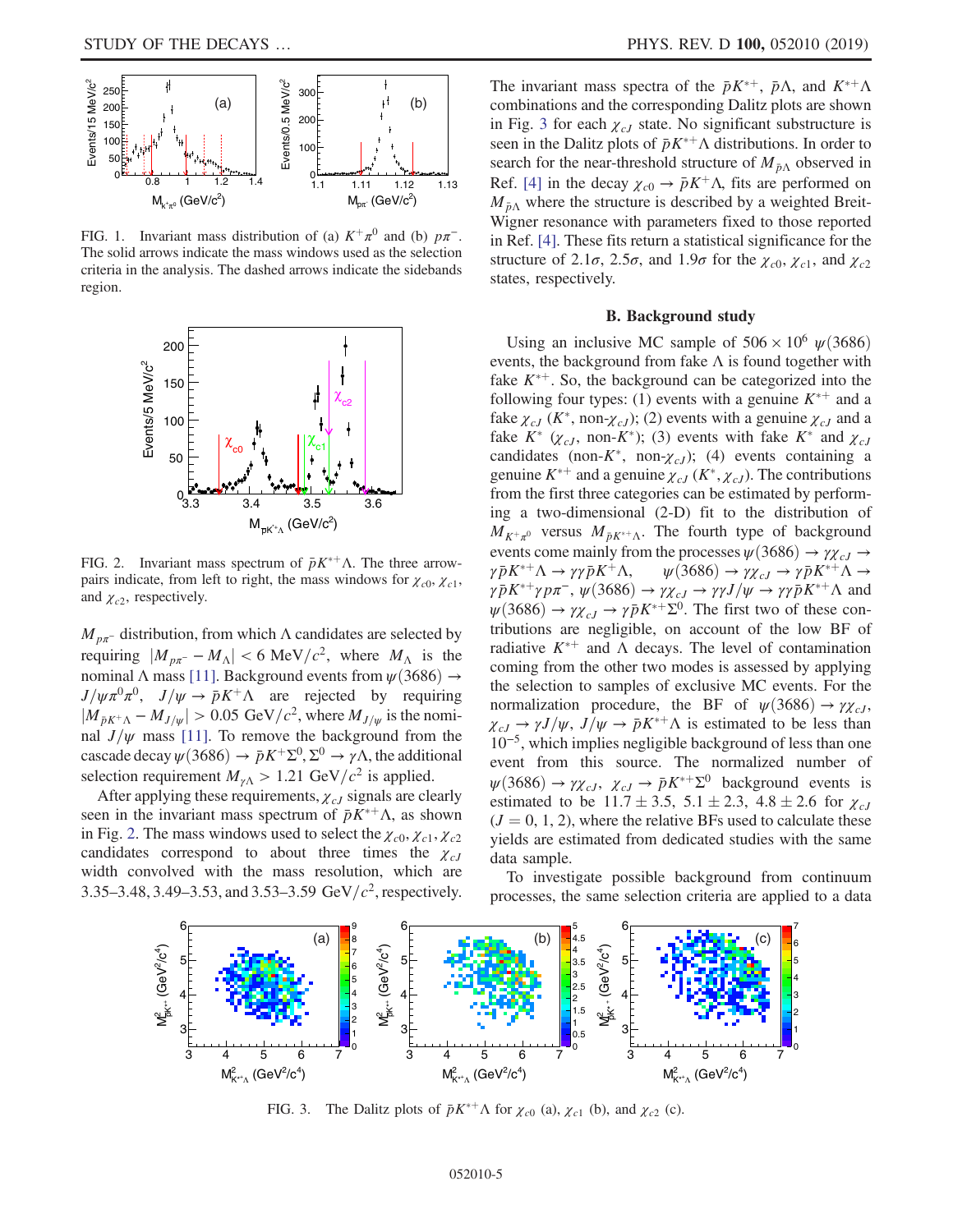FIG. 1. Invariant mass distribution of (a) $K^+\pi^0$ and (b) $p\pi^-$. The solid arrows indicate the mass windows used as the selection criteria in the analysis. The dashed arrows indicate the sidebands region.

FIG. 2. Invariant mass spectrum of $\bar{p}K^{*+}\Lambda$. The three arrow-pairs indicate, from left to right, the mass windows for $\chi_{c0}$, $\chi_{c1}$, and $\chi_{c2}$, respectively.

$M_{p\pi^-}$ distribution, from which $\Lambda$ candidates are selected by requiring $|M_{p\pi^-} - M_\Lambda| < 6$ MeV$/c^2$, where $M_\Lambda$ is the nominal $\Lambda$ mass [11]. Background events from $\psi(3686) \to J/\psi\pi^0\pi^0$, $J/\psi \to \bar{p}K^+\Lambda$ are rejected by requiring $|M_{\bar{p}K^+\Lambda} - M_{J/\psi}| > 0.05$ GeV$/c^2$, where $M_{J/\psi}$ is the nominal $J/\psi$ mass [11]. To remove the background from the cascade decay $\psi(3686) \to \bar{p}K^+\Sigma^0, \Sigma^0 \to \gamma\Lambda$, the additional selection requirement $M_{\gamma\Lambda} > 1.21$ GeV$/c^2$ is applied.

After applying these requirements, $\chi_{cJ}$ signals are clearly seen in the invariant mass spectrum of $\bar{p}K^{*+}\Lambda$, as shown in Fig. 2. The mass windows used to select the $\chi_{c0}, \chi_{c1}, \chi_{c2}$ candidates correspond to about three times the $\chi_{cJ}$ width convolved with the mass resolution, which are 3.35–3.48, 3.49–3.53, and 3.53–3.59 GeV$/c^2$, respectively.

The invariant mass spectra of the $\bar{p}K^{*+}$, $\bar{p}\Lambda$, and $K^{*+}\Lambda$ combinations and the corresponding Dalitz plots are shown in Fig. 3 for each $\chi_{cJ}$ state. No significant substructure is seen in the Dalitz plots of $\bar{p}K^{*+}\Lambda$ distributions. In order to search for the near-threshold structure of $M_{\bar{p}\Lambda}$ observed in Ref. [4] in the decay $\chi_{c0} \to \bar{p}K^+\Lambda$, fits are performed on $M_{\bar{p}\Lambda}$ where the structure is described by a weighted Breit-Wigner resonance with parameters fixed to those reported in Ref. [4]. These fits return a statistical significance for the structure of $2.1\sigma$, $2.5\sigma$, and $1.9\sigma$ for the $\chi_{c0}$, $\chi_{c1}$, and $\chi_{c2}$ states, respectively.

### B. Background study

Using an inclusive MC sample of $506 \times 10^6$ $\psi(3686)$ events, the background from fake $\Lambda$ is found together with fake $K^{*+}$. So, the background can be categorized into the following four types: (1) events with a genuine $K^{*+}$ and a fake $\chi_{cJ}$ ($K^*$, non-$\chi_{cJ}$); (2) events with a genuine $\chi_{cJ}$ and a fake $K^*$ ($\chi_{cJ}$, non-$K^*$); (3) events with fake $K^*$ and $\chi_{cJ}$ candidates (non-$K^*$, non-$\chi_{cJ}$); (4) events containing a genuine $K^{*+}$ and a genuine $\chi_{cJ}$ ($K^*, \chi_{cJ}$). The contributions from the first three categories can be estimated by performing a two-dimensional (2-D) fit to the distribution of $M_{K^+\pi^0}$ versus $M_{\bar{p}K^{*+}\Lambda}$. The fourth type of background events come mainly from the processes $\psi(3686) \to \gamma\chi_{cJ} \to \gamma\bar{p}K^{*+}\Lambda \to \gamma\gamma\bar{p}K^+\Lambda$, $\psi(3686) \to \gamma\chi_{cJ} \to \gamma\bar{p}K^{*+}\Lambda \to \gamma\bar{p}K^{*+}\gamma p\pi^-$, $\psi(3686) \to \gamma\chi_{cJ} \to \gamma\gamma J/\psi \to \gamma\gamma\bar{p}K^{*+}\Lambda$ and $\psi(3686) \to \gamma\chi_{cJ} \to \gamma\bar{p}K^{*+}\Sigma^0$. The first two of these contributions are negligible, on account of the low BF of radiative $K^{*+}$ and $\Lambda$ decays. The level of contamination coming from the other two modes is assessed by applying the selection to samples of exclusive MC events. For the normalization procedure, the BF of $\psi(3686) \to \gamma\chi_{cJ}$, $\chi_{cJ} \to \gamma J/\psi$, $J/\psi \to \bar{p}K^{*+}\Lambda$ is estimated to be less than $10^{-5}$, which implies negligible background of less than one event from this source. The normalized number of $\psi(3686) \to \gamma\chi_{cJ}$, $\chi_{cJ} \to \bar{p}K^{*+}\Sigma^0$ background events is estimated to be $11.7 \pm 3.5$, $5.1 \pm 2.3$, $4.8 \pm 2.6$ for $\chi_{cJ}$ ($J = 0, 1, 2$), where the relative BFs used to calculate these yields are estimated from dedicated studies with the same data sample.

To investigate possible background from continuum processes, the same selection criteria are applied to a data

FIG. 3. The Dalitz plots of $\bar{p}K^{*+}\Lambda$ for $\chi_{c0}$ (a), $\chi_{c1}$ (b), and $\chi_{c2}$ (c).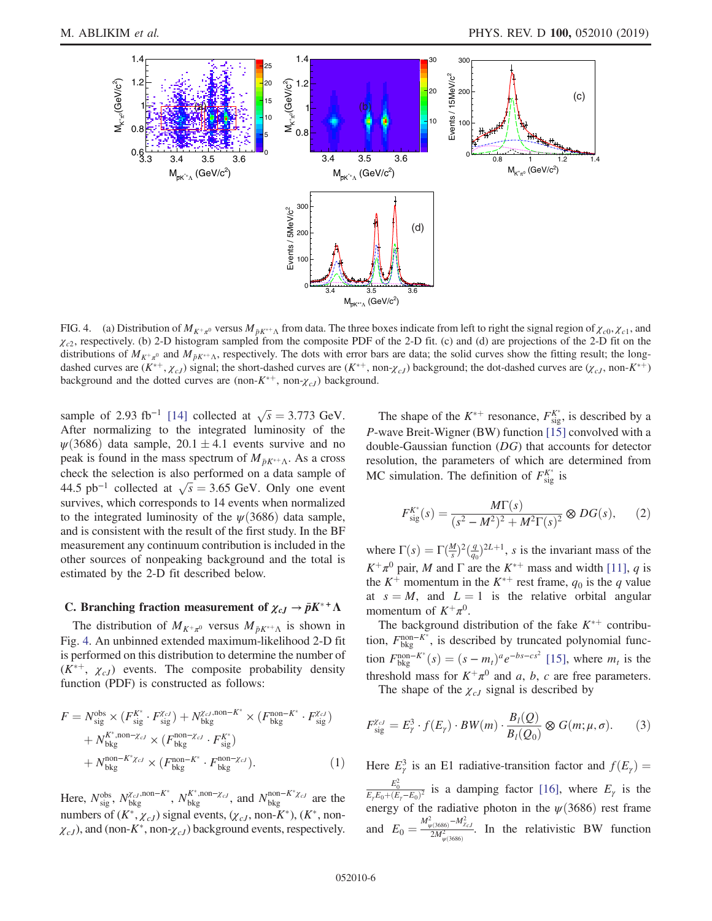FIG. 4. (a) Distribution of $M_{K^+\pi^0}$ versus $M_{\bar{p}K^{*+}\Lambda}$ from data. The three boxes indicate from left to right the signal region of $\chi_{c0}$, $\chi_{c1}$, and $\chi_{c2}$, respectively. (b) 2-D histogram sampled from the composite PDF of the 2-D fit. (c) and (d) are projections of the 2-D fit on the distributions of $M_{K^+\pi^0}$ and $M_{\bar{p}K^{*+}\Lambda}$, respectively. The dots with error bars are data; the solid curves show the fitting result; the long-dashed curves are ($K^{*+}$, $\chi_{cJ}$) signal; the short-dashed curves are ($K^{*+}$, non-$\chi_{cJ}$) background; the dot-dashed curves are ($\chi_{cJ}$, non-$K^{*+}$) background and the dotted curves are (non-$K^{*+}$, non-$\chi_{cJ}$) background.

sample of 2.93 fb$^{-1}$ [14] collected at $\sqrt{s} = 3.773$ GeV. After normalizing to the integrated luminosity of the $\psi(3686)$ data sample, $20.1 \pm 4.1$ events survive and no peak is found in the mass spectrum of $M_{\bar{p}K^{*+}\Lambda}$. As a cross check the selection is also performed on a data sample of 44.5 pb$^{-1}$ collected at $\sqrt{s} = 3.65$ GeV. Only one event survives, which corresponds to 14 events when normalized to the integrated luminosity of the $\psi(3686)$ data sample, and is consistent with the result of the first study. In the BF measurement any continuum contribution is included in the other sources of nonpeaking background and the total is estimated by the 2-D fit described below.

### C. Branching fraction measurement of $\chi_{cJ} \to \bar{p}K^{*+}\Lambda$

The distribution of $M_{K^+\pi^0}$ versus $M_{\bar{p}K^{*+}\Lambda}$ is shown in Fig. 4. An unbinned extended maximum-likelihood 2-D fit is performed on this distribution to determine the number of ($K^{*+}$, $\chi_{cJ}$) events. The composite probability density function (PDF) is constructed as follows:

$$
\begin{aligned}
F = {} & N_{\rm sig}^{\rm obs} \times (F_{\rm sig}^{K^*} \cdot F_{\rm sig}^{\chi_{cJ}}) + N_{\rm bkg}^{\chi_{cJ},{\rm non}\text{-}K^*} \times (F_{\rm bkg}^{{\rm non}\text{-}K^*} \cdot F_{\rm sig}^{\chi_{cJ}}) \\
& + N_{\rm bkg}^{K^*,{\rm non}\text{-}\chi_{cJ}} \times (F_{\rm bkg}^{{\rm non}\text{-}\chi_{cJ}} \cdot F_{\rm sig}^{K^*}) \\
& + N_{\rm bkg}^{{\rm non}\text{-}K^*\chi_{cJ}} \times (F_{\rm bkg}^{{\rm non}\text{-}K^*} \cdot F_{\rm bkg}^{{\rm non}\text{-}\chi_{cJ}}). \qquad (1)
\end{aligned}
$$

Here, $N_{\rm sig}^{\rm obs}$, $N_{\rm bkg}^{\chi_{cJ},{\rm non}\text{-}K^*}$, $N_{\rm bkg}^{K^*,{\rm non}\text{-}\chi_{cJ}}$, and $N_{\rm bkg}^{{\rm non}\text{-}K^*\chi_{cJ}}$ are the numbers of ($K^*$, $\chi_{cJ}$) signal events, ($\chi_{cJ}$, non-$K^*$), ($K^*$, non-$\chi_{cJ}$), and (non-$K^*$, non-$\chi_{cJ}$) background events, respectively.

The shape of the $K^{*+}$ resonance, $F_{\rm sig}^{K^*}$, is described by a $P$-wave Breit-Wigner (BW) function [15] convolved with a double-Gaussian function ($DG$) that accounts for detector resolution, the parameters of which are determined from MC simulation. The definition of $F_{\rm sig}^{K^*}$ is

$$
F_{\rm sig}^{K^*}(s) = \frac{M\Gamma(s)}{(s^2 - M^2)^2 + M^2\Gamma(s)^2} \otimes DG(s), \qquad (2)
$$

where $\Gamma(s) = \Gamma(\frac{M}{s})^2(\frac{q}{q_0})^{2L+1}$, $s$ is the invariant mass of the $K^+\pi^0$ pair, $M$ and $\Gamma$ are the $K^{*+}$ mass and width [11], $q$ is the $K^+$ momentum in the $K^{*+}$ rest frame, $q_0$ is the $q$ value at $s = M$, and $L = 1$ is the relative orbital angular momentum of $K^+\pi^0$.

The background distribution of the fake $K^{*+}$ contribution, $F_{\rm bkg}^{{\rm non}\text{-}K^*}$, is described by truncated polynomial function $F_{\rm bkg}^{{\rm non}\text{-}K^*}(s) = (s - m_t)^a e^{-bs-cs^2}$ [15], where $m_t$ is the threshold mass for $K^+\pi^0$ and $a$, $b$, $c$ are free parameters.

The shape of the $\chi_{cJ}$ signal is described by

$$
F_{\rm sig}^{\chi_{cJ}} = E_\gamma^3 \cdot f(E_\gamma) \cdot BW(m) \cdot \frac{B_l(Q)}{B_l(Q_0)} \otimes G(m;\mu,\sigma). \qquad (3)
$$

Here $E_\gamma^3$ is an E1 radiative-transition factor and $f(E_\gamma) = \frac{E_0^2}{E_\gamma E_0 + (E_\gamma - E_0)^2}$ is a damping factor [16], where $E_\gamma$ is the energy of the radiative photon in the $\psi(3686)$ rest frame and $E_0 = \frac{M_{\psi(3686)}^2 - M_{\chi_{cJ}}^2}{2M_{\psi(3686)}^2}$. In the relativistic BW function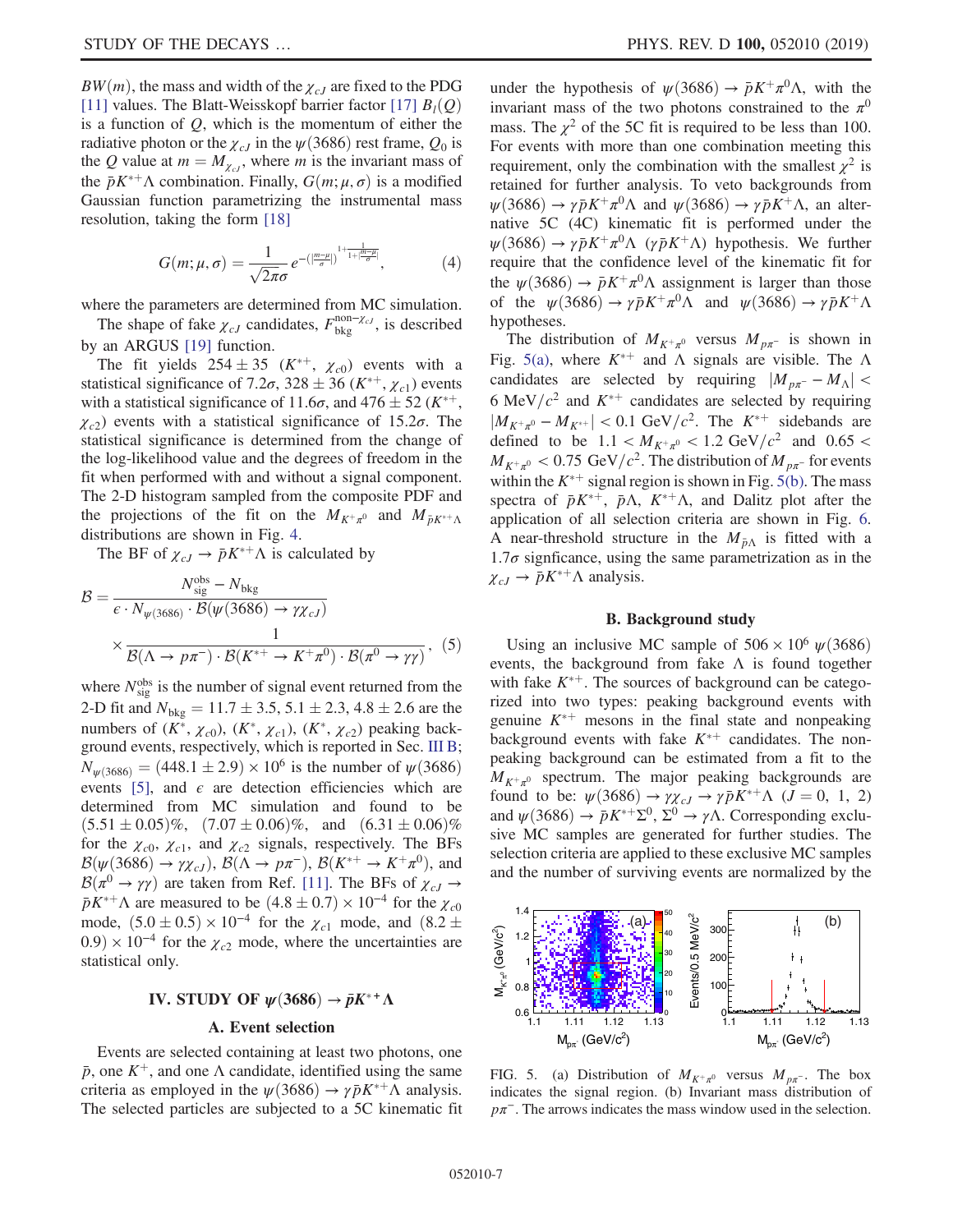$BW(m)$, the mass and width of the $\chi_{cJ}$ are fixed to the PDG [11] values. The Blatt-Weisskopf barrier factor [17] $B_l(Q)$ is a function of $Q$, which is the momentum of either the radiative photon or the $\chi_{cJ}$ in the $\psi(3686)$ rest frame, $Q_0$ is the $Q$ value at $m = M_{\chi_{cJ}}$, where $m$ is the invariant mass of the $\bar{p}K^{*+}\Lambda$ combination. Finally, $G(m;\mu,\sigma)$ is a modified Gaussian function parametrizing the instrumental mass resolution, taking the form [18]

$$G(m;\mu,\sigma) = \frac{1}{\sqrt{2\pi}\sigma} e^{-\left(\left|\frac{m-\mu}{\sigma}\right|\right)^{1+\frac{1}{1+\left|\frac{m-\mu}{\sigma}\right|}}}, \quad (4)$$

where the parameters are determined from MC simulation.

The shape of fake $\chi_{cJ}$ candidates, $F_{\text{bkg}}^{\text{non-}\chi_{cJ}}$, is described by an ARGUS [19] function.

The fit yields $254 \pm 35$ ($K^{*+}$, $\chi_{c0}$) events with a statistical significance of $7.2\sigma$, $328 \pm 36$ ($K^{*+}$, $\chi_{c1}$) events with a statistical significance of $11.6\sigma$, and $476 \pm 52$ ($K^{*+}$, $\chi_{c2}$) events with a statistical significance of $15.2\sigma$. The statistical significance is determined from the change of the log-likelihood value and the degrees of freedom in the fit when performed with and without a signal component. The 2-D histogram sampled from the composite PDF and the projections of the fit on the $M_{K^+\pi^0}$ and $M_{\bar{p}K^{*+}\Lambda}$ distributions are shown in Fig. 4.

The BF of $\chi_{cJ} \to \bar{p}K^{*+}\Lambda$ is calculated by

$$\mathcal{B} = \frac{N_{\text{sig}}^{\text{obs}} - N_{\text{bkg}}}{\epsilon \cdot N_{\psi(3686)} \cdot \mathcal{B}(\psi(3686) \to \gamma\chi_{cJ})} \times \frac{1}{\mathcal{B}(\Lambda \to p\pi^-) \cdot \mathcal{B}(K^{*+} \to K^+\pi^0) \cdot \mathcal{B}(\pi^0 \to \gamma\gamma)}, \quad (5)$$

where $N_{\text{sig}}^{\text{obs}}$ is the number of signal event returned from the 2-D fit and $N_{\text{bkg}} = 11.7 \pm 3.5$, $5.1 \pm 2.3$, $4.8 \pm 2.6$ are the numbers of ($K^*$, $\chi_{c0}$), ($K^*$, $\chi_{c1}$), ($K^*$, $\chi_{c2}$) peaking background events, respectively, which is reported in Sec. III B; $N_{\psi(3686)} = (448.1 \pm 2.9) \times 10^6$ is the number of $\psi(3686)$ events [5], and $\epsilon$ are detection efficiencies which are determined from MC simulation and found to be $(5.51 \pm 0.05)\%$, $(7.07 \pm 0.06)\%$, and $(6.31 \pm 0.06)\%$ for the $\chi_{c0}$, $\chi_{c1}$, and $\chi_{c2}$ signals, respectively. The BFs $\mathcal{B}(\psi(3686) \to \gamma\chi_{cJ})$, $\mathcal{B}(\Lambda \to p\pi^-)$, $\mathcal{B}(K^{*+} \to K^+\pi^0)$, and $\mathcal{B}(\pi^0 \to \gamma\gamma)$ are taken from Ref. [11]. The BFs of $\chi_{cJ} \to \bar{p}K^{*+}\Lambda$ are measured to be $(4.8 \pm 0.7) \times 10^{-4}$ for the $\chi_{c0}$ mode, $(5.0 \pm 0.5) \times 10^{-4}$ for the $\chi_{c1}$ mode, and $(8.2 \pm 0.9) \times 10^{-4}$ for the $\chi_{c2}$ mode, where the uncertainties are statistical only.

## IV. STUDY OF $\psi(3686) \to \bar{p}K^{*+}\Lambda$

### A. Event selection

Events are selected containing at least two photons, one $\bar{p}$, one $K^+$, and one $\Lambda$ candidate, identified using the same criteria as employed in the $\psi(3686) \to \gamma\bar{p}K^{*+}\Lambda$ analysis. The selected particles are subjected to a 5C kinematic fit under the hypothesis of $\psi(3686) \to \bar{p}K^+\pi^0\Lambda$, with the invariant mass of the two photons constrained to the $\pi^0$ mass. The $\chi^2$ of the 5C fit is required to be less than 100. For events with more than one combination meeting this requirement, only the combination with the smallest $\chi^2$ is retained for further analysis. To veto backgrounds from $\psi(3686) \to \gamma\bar{p}K^+\pi^0\Lambda$ and $\psi(3686) \to \gamma\bar{p}K^+\Lambda$, an alternative 5C (4C) kinematic fit is performed under the $\psi(3686) \to \gamma\bar{p}K^+\pi^0\Lambda$ ($\gamma\bar{p}K^+\Lambda$) hypothesis. We further require that the confidence level of the kinematic fit for the $\psi(3686) \to \bar{p}K^+\pi^0\Lambda$ assignment is larger than those of the $\psi(3686) \to \gamma\bar{p}K^+\pi^0\Lambda$ and $\psi(3686) \to \gamma\bar{p}K^+\Lambda$ hypotheses.

The distribution of $M_{K^+\pi^0}$ versus $M_{p\pi^-}$ is shown in Fig. 5(a), where $K^{*+}$ and $\Lambda$ signals are visible. The $\Lambda$ candidates are selected by requiring $|M_{p\pi^-} - M_\Lambda| < 6$ MeV/$c^2$ and $K^{*+}$ candidates are selected by requiring $|M_{K^+\pi^0} - M_{K^{*+}}| < 0.1$ GeV/$c^2$. The $K^{*+}$ sidebands are defined to be $1.1 < M_{K^+\pi^0} < 1.2$ GeV/$c^2$ and $0.65 < M_{K^+\pi^0} < 0.75$ GeV/$c^2$. The distribution of $M_{p\pi^-}$ for events within the $K^{*+}$ signal region is shown in Fig. 5(b). The mass spectra of $\bar{p}K^{*+}$, $\bar{p}\Lambda$, $K^{*+}\Lambda$, and Dalitz plot after the application of all selection criteria are shown in Fig. 6. A near-threshold structure in the $M_{\bar{p}\Lambda}$ is fitted with a $1.7\sigma$ significance, using the same parametrization as in the $\chi_{cJ} \to \bar{p}K^{*+}\Lambda$ analysis.

### B. Background study

Using an inclusive MC sample of $506 \times 10^6$ $\psi(3686)$ events, the background from fake $\Lambda$ is found together with fake $K^{*+}$. The sources of background can be categorized into two types: peaking background events with genuine $K^{*+}$ mesons in the final state and nonpeaking background events with fake $K^{*+}$ candidates. The nonpeaking background can be estimated from a fit to the $M_{K^+\pi^0}$ spectrum. The major peaking backgrounds are found to be: $\psi(3686) \to \gamma\chi_{cJ} \to \gamma\bar{p}K^{*+}\Lambda$ ($J = 0, 1, 2$) and $\psi(3686) \to \bar{p}K^{*+}\Sigma^0$, $\Sigma^0 \to \gamma\Lambda$. Corresponding exclusive MC samples are generated for further studies. The selection criteria are applied to these exclusive MC samples and the number of surviving events are normalized by the

FIG. 5. (a) Distribution of $M_{K^+\pi^0}$ versus $M_{p\pi^-}$. The box indicates the signal region. (b) Invariant mass distribution of $p\pi^-$. The arrows indicates the mass window used in the selection.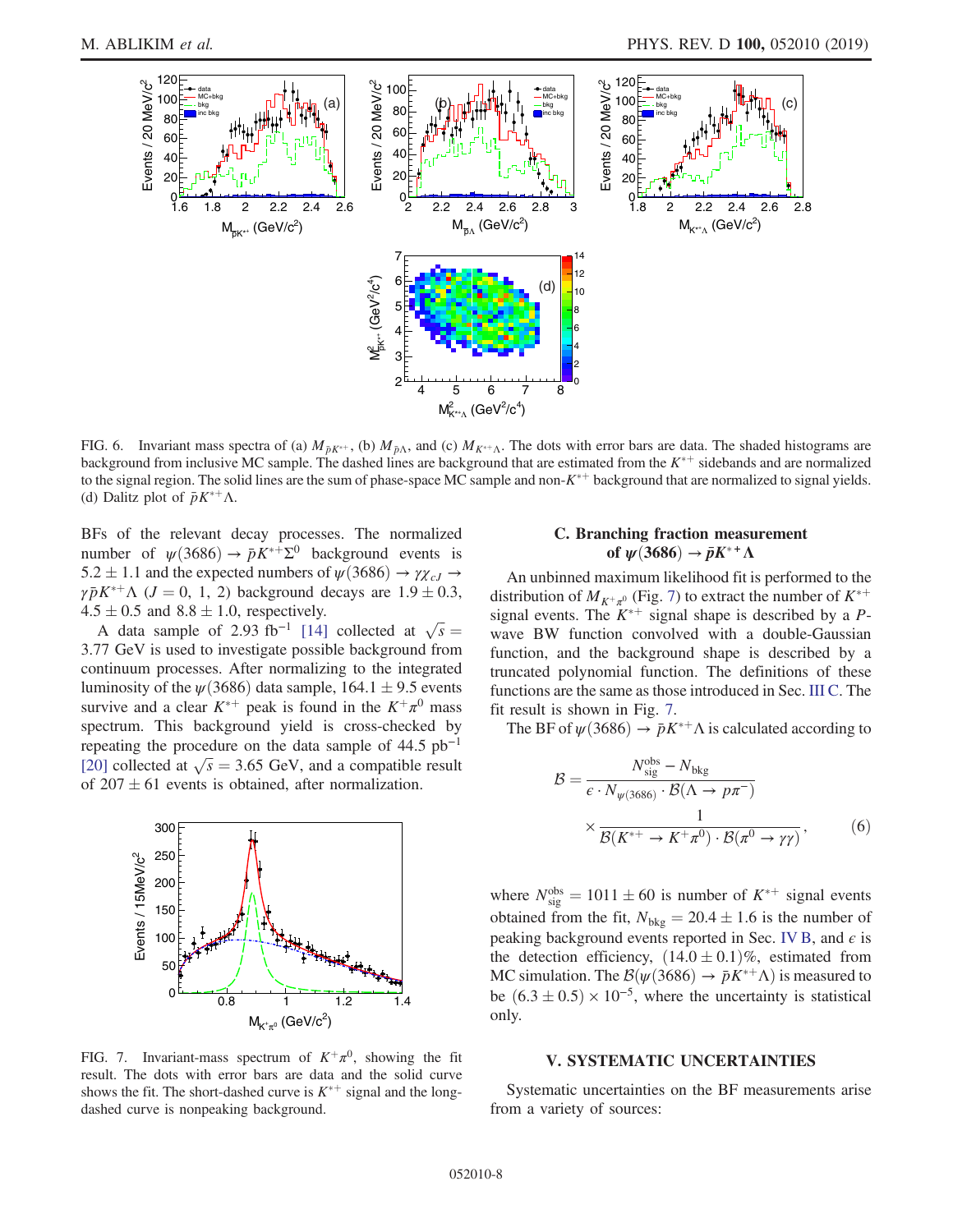FIG. 6. Invariant mass spectra of (a) $M_{\bar{p}K^{*+}}$, (b) $M_{\bar{p}\Lambda}$, and (c) $M_{K^{*+}\Lambda}$. The dots with error bars are data. The shaded histograms are background from inclusive MC sample. The dashed lines are background that are estimated from the $K^{*+}$ sidebands and are normalized to the signal region. The solid lines are the sum of phase-space MC sample and non-$K^{*+}$ background that are normalized to signal yields. (d) Dalitz plot of $\bar{p}K^{*+}\Lambda$.

BFs of the relevant decay processes. The normalized number of $\psi(3686) \to \bar{p}K^{*+}\Sigma^0$ background events is $5.2 \pm 1.1$ and the expected numbers of $\psi(3686) \to \gamma\chi_{cJ} \to \gamma\bar{p}K^{*+}\Lambda$ ($J = 0, 1, 2$) background decays are $1.9 \pm 0.3$, $4.5 \pm 0.5$ and $8.8 \pm 1.0$, respectively.

A data sample of 2.93 fb$^{-1}$ [14] collected at $\sqrt{s} = 3.77$ GeV is used to investigate possible background from continuum processes. After normalizing to the integrated luminosity of the $\psi(3686)$ data sample, $164.1 \pm 9.5$ events survive and a clear $K^{*+}$ peak is found in the $K^+\pi^0$ mass spectrum. This background yield is cross-checked by repeating the procedure on the data sample of 44.5 pb$^{-1}$ [20] collected at $\sqrt{s} = 3.65$ GeV, and a compatible result of $207 \pm 61$ events is obtained, after normalization.

FIG. 7. Invariant-mass spectrum of $K^+\pi^0$, showing the fit result. The dots with error bars are data and the solid curve shows the fit. The short-dashed curve is $K^{*+}$ signal and the long-dashed curve is nonpeaking background.

### C. Branching fraction measurement of $\psi(3686) \to \bar{p}K^{*+}\Lambda$

An unbinned maximum likelihood fit is performed to the distribution of $M_{K^+\pi^0}$ (Fig. 7) to extract the number of $K^{*+}$ signal events. The $K^{*+}$ signal shape is described by a $P$-wave BW function convolved with a double-Gaussian function, and the background shape is described by a truncated polynomial function. The definitions of these functions are the same as those introduced in Sec. III C. The fit result is shown in Fig. 7.

The BF of $\psi(3686) \to \bar{p}K^{*+}\Lambda$ is calculated according to

$$\mathcal{B} = \frac{N_{\rm sig}^{\rm obs} - N_{\rm bkg}}{\epsilon \cdot N_{\psi(3686)} \cdot \mathcal{B}(\Lambda \to p\pi^-)} \times \frac{1}{\mathcal{B}(K^{*+} \to K^+\pi^0) \cdot \mathcal{B}(\pi^0 \to \gamma\gamma)}, \qquad (6)$$

where $N_{\rm sig}^{\rm obs} = 1011 \pm 60$ is number of $K^{*+}$ signal events obtained from the fit, $N_{\rm bkg} = 20.4 \pm 1.6$ is the number of peaking background events reported in Sec. IV B, and $\epsilon$ is the detection efficiency, $(14.0 \pm 0.1)\%$, estimated from MC simulation. The $\mathcal{B}(\psi(3686) \to \bar{p}K^{*+}\Lambda)$ is measured to be $(6.3 \pm 0.5) \times 10^{-5}$, where the uncertainty is statistical only.

## V. SYSTEMATIC UNCERTAINTIES

Systematic uncertainties on the BF measurements arise from a variety of sources: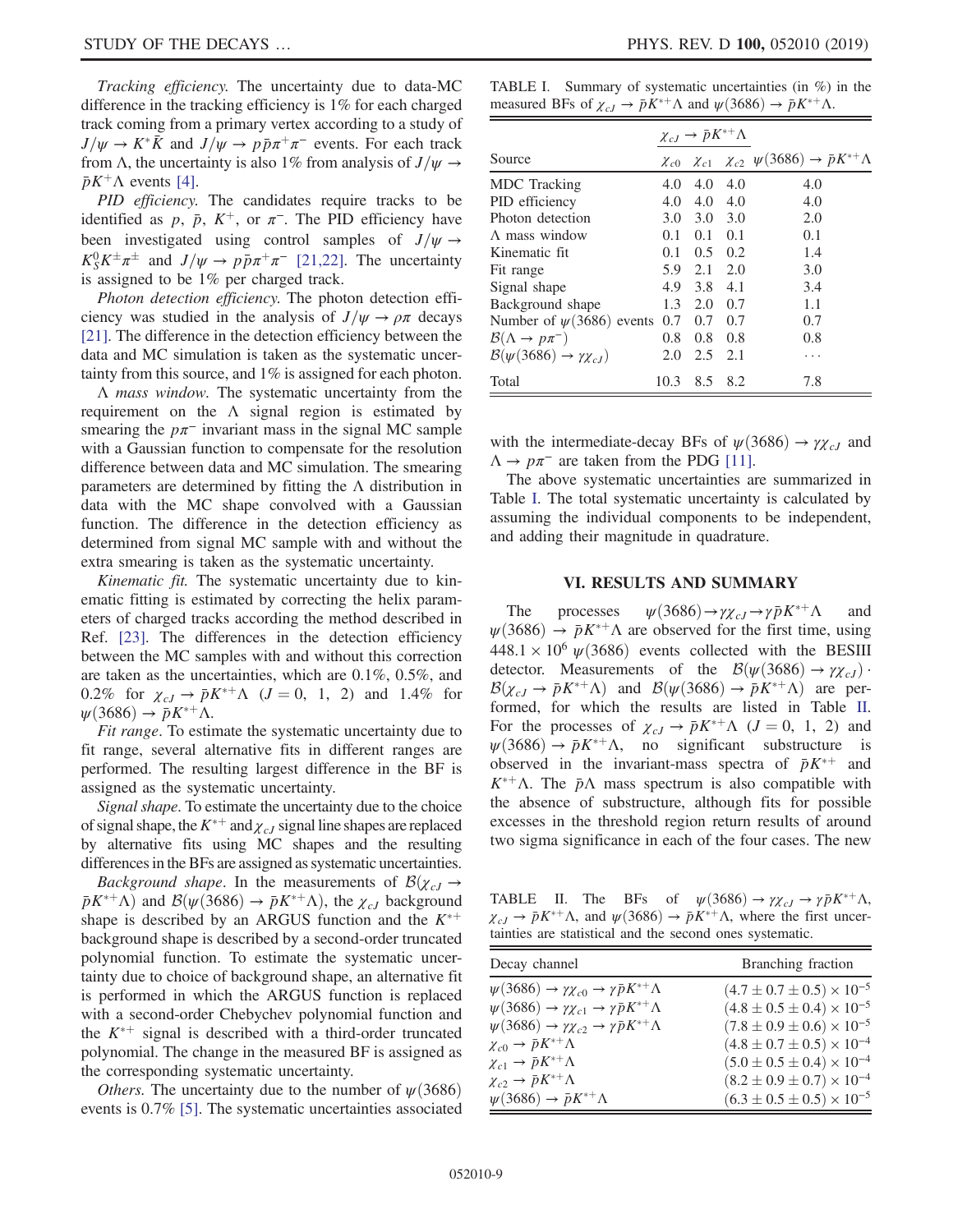*Tracking efficiency.* The uncertainty due to data-MC difference in the tracking efficiency is 1% for each charged track coming from a primary vertex according to a study of $J/\psi \to K^*\bar{K}$ and $J/\psi \to p\bar{p}\pi^+\pi^-$ events. For each track from $\Lambda$, the uncertainty is also 1% from analysis of $J/\psi \to \bar{p}K^+\Lambda$ events [4].

*PID efficiency.* The candidates require tracks to be identified as $p$, $\bar{p}$, $K^+$, or $\pi^-$. The PID efficiency have been investigated using control samples of $J/\psi \to K_S^0 K^\pm \pi^\pm$ and $J/\psi \to p\bar{p}\pi^+\pi^-$ [21,22]. The uncertainty is assigned to be 1% per charged track.

*Photon detection efficiency.* The photon detection efficiency was studied in the analysis of $J/\psi \to \rho\pi$ decays [21]. The difference in the detection efficiency between the data and MC simulation is taken as the systematic uncertainty from this source, and 1% is assigned for each photon.

*$\Lambda$ mass window.* The systematic uncertainty from the requirement on the $\Lambda$ signal region is estimated by smearing the $p\pi^-$ invariant mass in the signal MC sample with a Gaussian function to compensate for the resolution difference between data and MC simulation. The smearing parameters are determined by fitting the $\Lambda$ distribution in data with the MC shape convolved with a Gaussian function. The difference in the detection efficiency as determined from signal MC sample with and without the extra smearing is taken as the systematic uncertainty.

*Kinematic fit.* The systematic uncertainty due to kinematic fitting is estimated by correcting the helix parameters of charged tracks according the method described in Ref. [23]. The differences in the detection efficiency between the MC samples with and without this correction are taken as the uncertainties, which are 0.1%, 0.5%, and 0.2% for $\chi_{cJ} \to \bar{p}K^{*+}\Lambda$ $(J = 0,\ 1,\ 2)$ and 1.4% for $\psi(3686) \to \bar{p}K^{*+}\Lambda$.

*Fit range.* To estimate the systematic uncertainty due to fit range, several alternative fits in different ranges are performed. The resulting largest difference in the BF is assigned as the systematic uncertainty.

*Signal shape.* To estimate the uncertainty due to the choice of signal shape, the $K^{*+}$ and $\chi_{cJ}$ signal line shapes are replaced by alternative fits using MC shapes and the resulting differences in the BFs are assigned as systematic uncertainties.

*Background shape.* In the measurements of $\mathcal{B}(\chi_{cJ} \to \bar{p}K^{*+}\Lambda)$ and $\mathcal{B}(\psi(3686) \to \bar{p}K^{*+}\Lambda)$, the $\chi_{cJ}$ background shape is described by an ARGUS function and the $K^{*+}$ background shape is described by a second-order truncated polynomial function. To estimate the systematic uncertainty due to choice of background shape, an alternative fit is performed in which the ARGUS function is replaced with a second-order Chebychev polynomial function and the $K^{*+}$ signal is described with a third-order truncated polynomial. The change in the measured BF is assigned as the corresponding systematic uncertainty.

*Others.* The uncertainty due to the number of $\psi(3686)$ events is 0.7% [5]. The systematic uncertainties associated with the intermediate-decay BFs of $\psi(3686) \to \gamma\chi_{cJ}$ and $\Lambda \to p\pi^-$ are taken from the PDG [11].

The above systematic uncertainties are summarized in Table I. The total systematic uncertainty is calculated by assuming the individual components to be independent, and adding their magnitude in quadrature.

TABLE I. Summary of systematic uncertainties (in %) in the measured BFs of $\chi_{cJ} \to \bar{p}K^{*+}\Lambda$ and $\psi(3686) \to \bar{p}K^{*+}\Lambda$.

| Source | $\chi_{cJ} \to \bar{p}K^{*+}\Lambda$ | | | $\psi(3686) \to \bar{p}K^{*+}\Lambda$ |
|---|---|---|---|---|
| | $\chi_{c0}$ | $\chi_{c1}$ | $\chi_{c2}$ | |
| MDC Tracking | 4.0 | 4.0 | 4.0 | 4.0 |
| PID efficiency | 4.0 | 4.0 | 4.0 | 4.0 |
| Photon detection | 3.0 | 3.0 | 3.0 | 2.0 |
| $\Lambda$ mass window | 0.1 | 0.1 | 0.1 | 0.1 |
| Kinematic fit | 0.1 | 0.5 | 0.2 | 1.4 |
| Fit range | 5.9 | 2.1 | 2.0 | 3.0 |
| Signal shape | 4.9 | 3.8 | 4.1 | 3.4 |
| Background shape | 1.3 | 2.0 | 0.7 | 1.1 |
| Number of $\psi(3686)$ events | 0.7 | 0.7 | 0.7 | 0.7 |
| $\mathcal{B}(\Lambda \to p\pi^-)$ | 0.8 | 0.8 | 0.8 | 0.8 |
| $\mathcal{B}(\psi(3686) \to \gamma\chi_{cJ})$ | 2.0 | 2.5 | 2.1 | ... |
| Total | 10.3 | 8.5 | 8.2 | 7.8 |

## VI. RESULTS AND SUMMARY

The processes $\psi(3686) \to \gamma\chi_{cJ} \to \gamma\bar{p}K^{*+}\Lambda$ and $\psi(3686) \to \bar{p}K^{*+}\Lambda$ are observed for the first time, using $448.1 \times 10^6$ $\psi(3686)$ events collected with the BESIII detector. Measurements of the $\mathcal{B}(\psi(3686) \to \gamma\chi_{cJ}) \cdot \mathcal{B}(\chi_{cJ} \to \bar{p}K^{*+}\Lambda)$ and $\mathcal{B}(\psi(3686) \to \bar{p}K^{*+}\Lambda)$ are performed, for which the results are listed in Table II. For the processes of $\chi_{cJ} \to \bar{p}K^{*+}\Lambda$ $(J = 0,\ 1,\ 2)$ and $\psi(3686) \to \bar{p}K^{*+}\Lambda$, no significant substructure is observed in the invariant-mass spectra of $\bar{p}K^{*+}$ and $K^{*+}\Lambda$. The $\bar{p}\Lambda$ mass spectrum is also compatible with the absence of substructure, although fits for possible excesses in the threshold region return results of around two sigma significance in each of the four cases. The new

TABLE II. The BFs of $\psi(3686) \to \gamma\chi_{cJ} \to \gamma\bar{p}K^{*+}\Lambda$, $\chi_{cJ} \to \bar{p}K^{*+}\Lambda$, and $\psi(3686) \to \bar{p}K^{*+}\Lambda$, where the first uncertainties are statistical and the second ones systematic.

| Decay channel | Branching fraction |
|---|---|
| $\psi(3686) \to \gamma\chi_{c0} \to \gamma\bar{p}K^{*+}\Lambda$ | $(4.7 \pm 0.7 \pm 0.5) \times 10^{-5}$ |
| $\psi(3686) \to \gamma\chi_{c1} \to \gamma\bar{p}K^{*+}\Lambda$ | $(4.8 \pm 0.5 \pm 0.4) \times 10^{-5}$ |
| $\psi(3686) \to \gamma\chi_{c2} \to \gamma\bar{p}K^{*+}\Lambda$ | $(7.8 \pm 0.9 \pm 0.6) \times 10^{-5}$ |
| $\chi_{c0} \to \bar{p}K^{*+}\Lambda$ | $(4.8 \pm 0.7 \pm 0.5) \times 10^{-4}$ |
| $\chi_{c1} \to \bar{p}K^{*+}\Lambda$ | $(5.0 \pm 0.5 \pm 0.4) \times 10^{-4}$ |
| $\chi_{c2} \to \bar{p}K^{*+}\Lambda$ | $(8.2 \pm 0.9 \pm 0.7) \times 10^{-4}$ |
| $\psi(3686) \to \bar{p}K^{*+}\Lambda$ | $(6.3 \pm 0.5 \pm 0.5) \times 10^{-5}$ |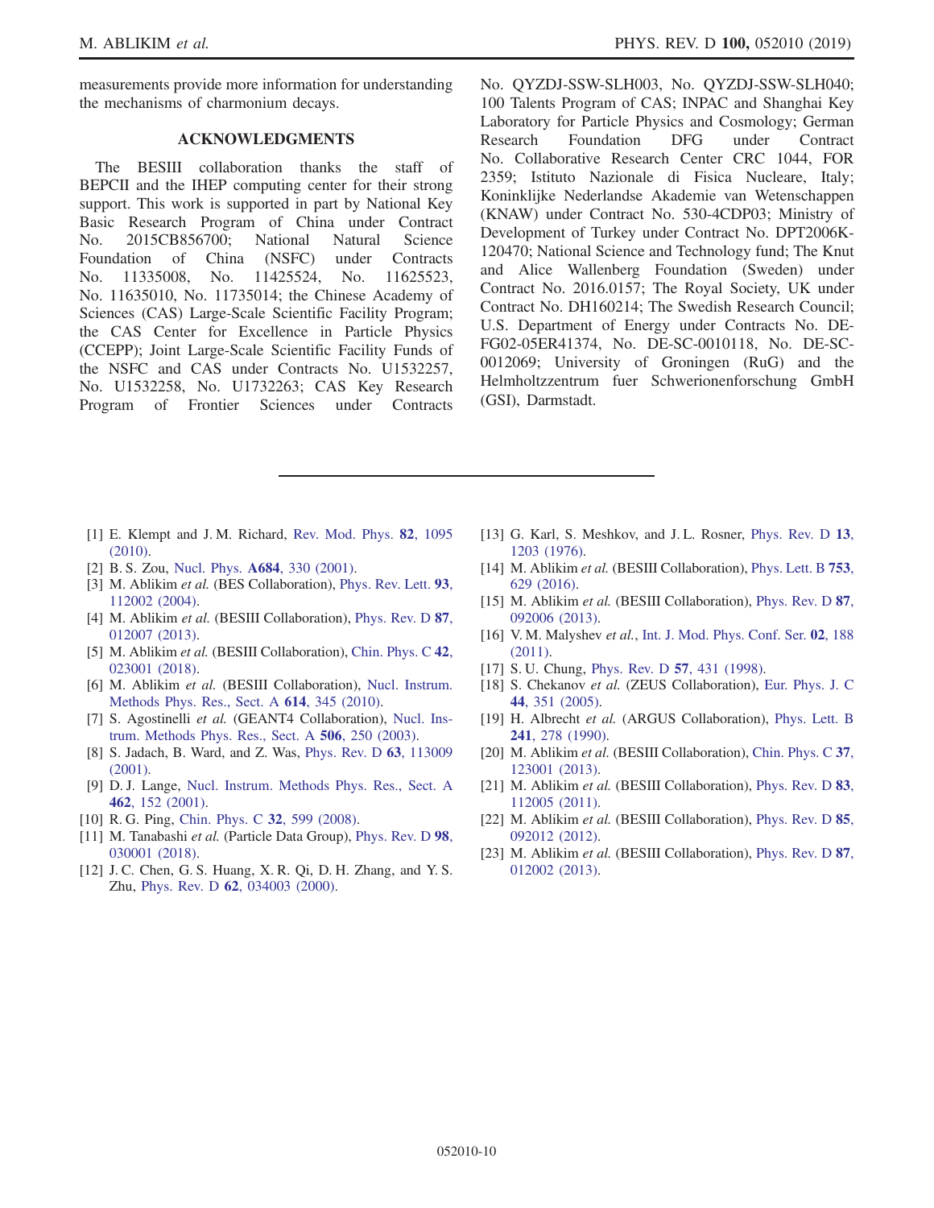measurements provide more information for understanding the mechanisms of charmonium decays.

## ACKNOWLEDGMENTS

The BESIII collaboration thanks the staff of BEPCII and the IHEP computing center for their strong support. This work is supported in part by National Key Basic Research Program of China under Contract No. 2015CB856700; National Natural Science Foundation of China (NSFC) under Contracts No. 11335008, No. 11425524, No. 11625523, No. 11635010, No. 11735014; the Chinese Academy of Sciences (CAS) Large-Scale Scientific Facility Program; the CAS Center for Excellence in Particle Physics (CCEPP); Joint Large-Scale Scientific Facility Funds of the NSFC and CAS under Contracts No. U1532257, No. U1532258, No. U1732263; CAS Key Research Program of Frontier Sciences under Contracts No. QYZDJ-SSW-SLH003, No. QYZDJ-SSW-SLH040; 100 Talents Program of CAS; INPAC and Shanghai Key Laboratory for Particle Physics and Cosmology; German Research Foundation DFG under Contract No. Collaborative Research Center CRC 1044, FOR 2359; Istituto Nazionale di Fisica Nucleare, Italy; Koninklijke Nederlandse Akademie van Wetenschappen (KNAW) under Contract No. 530-4CDP03; Ministry of Development of Turkey under Contract No. DPT2006K-120470; National Science and Technology fund; The Knut and Alice Wallenberg Foundation (Sweden) under Contract No. 2016.0157; The Royal Society, UK under Contract No. DH160214; The Swedish Research Council; U.S. Department of Energy under Contracts No. DE-FG02-05ER41374, No. DE-SC-0010118, No. DE-SC-0012069; University of Groningen (RuG) and the Helmholtzzentrum fuer Schwerionenforschung GmbH (GSI), Darmstadt.

---

[1] E. Klempt and J. M. Richard, Rev. Mod. Phys. **82**, 1095 (2010).
[2] B. S. Zou, Nucl. Phys. **A684**, 330 (2001).
[3] M. Ablikim *et al.* (BES Collaboration), Phys. Rev. Lett. **93**, 112002 (2004).
[4] M. Ablikim *et al.* (BESIII Collaboration), Phys. Rev. D **87**, 012007 (2013).
[5] M. Ablikim *et al.* (BESIII Collaboration), Chin. Phys. C **42**, 023001 (2018).
[6] M. Ablikim *et al.* (BESIII Collaboration), Nucl. Instrum. Methods Phys. Res., Sect. A **614**, 345 (2010).
[7] S. Agostinelli *et al.* (GEANT4 Collaboration), Nucl. Instrum. Methods Phys. Res., Sect. A **506**, 250 (2003).
[8] S. Jadach, B. Ward, and Z. Was, Phys. Rev. D **63**, 113009 (2001).
[9] D. J. Lange, Nucl. Instrum. Methods Phys. Res., Sect. A **462**, 152 (2001).
[10] R. G. Ping, Chin. Phys. C **32**, 599 (2008).
[11] M. Tanabashi *et al.* (Particle Data Group), Phys. Rev. D **98**, 030001 (2018).
[12] J. C. Chen, G. S. Huang, X. R. Qi, D. H. Zhang, and Y. S. Zhu, Phys. Rev. D **62**, 034003 (2000).
[13] G. Karl, S. Meshkov, and J. L. Rosner, Phys. Rev. D **13**, 1203 (1976).
[14] M. Ablikim *et al.* (BESIII Collaboration), Phys. Lett. B **753**, 629 (2016).
[15] M. Ablikim *et al.* (BESIII Collaboration), Phys. Rev. D **87**, 092006 (2013).
[16] V. M. Malyshev *et al.*, Int. J. Mod. Phys. Conf. Ser. **02**, 188 (2011).
[17] S. U. Chung, Phys. Rev. D **57**, 431 (1998).
[18] S. Chekanov *et al.* (ZEUS Collaboration), Eur. Phys. J. C **44**, 351 (2005).
[19] H. Albrecht *et al.* (ARGUS Collaboration), Phys. Lett. B **241**, 278 (1990).
[20] M. Ablikim *et al.* (BESIII Collaboration), Chin. Phys. C **37**, 123001 (2013).
[21] M. Ablikim *et al.* (BESIII Collaboration), Phys. Rev. D **83**, 112005 (2011).
[22] M. Ablikim *et al.* (BESIII Collaboration), Phys. Rev. D **85**, 092012 (2012).
[23] M. Ablikim *et al.* (BESIII Collaboration), Phys. Rev. D **87**, 012002 (2013).